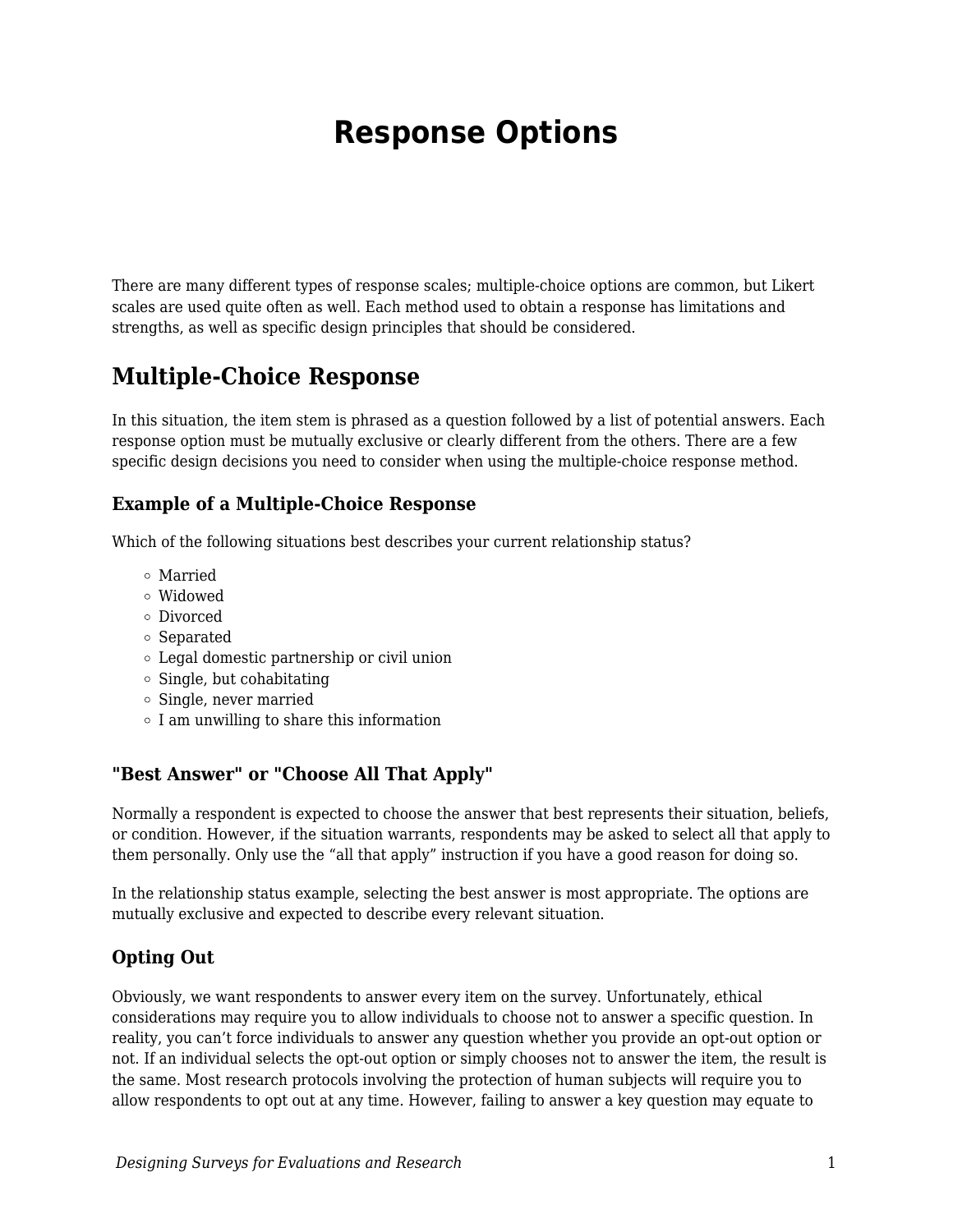# Response Options

There are many different types of response scales; multiple-choice options are common, but Likert scales are used quite often as well. Each method used to obtain a response has limitations and strengths, as well as specific design principles that should be considered.

## Multiple-Choice Response

In this situation, the item stem is phrased as a question followed by a list of potential answers. Each response option must be mutually exclusive or clearly different from the others. There are a few specific design decisions you need to consider when using the multiple-choice response method.

### Example of a Multiple-Choice Response

Which of the following situations best describes your current relationship status?

- Married
- Widowed
- Divorced
- Separated
- Legal domestic partnership or civil union
- Single, but cohabitating
- Single, never married
- I am unwilling to share this information

### "Best Answer" or "Choose All That Apply"

Normally a respondent is expected to choose the answer that best represents their situation, beliefs, or condition. However, if the situation warrants, respondents may be asked to select all that apply to them personally. Only use the "all that apply" instruction if you have a good reason for doing so.

In the relationship status example, selecting the best answer is most appropriate. The options are mutually exclusive and expected to describe every relevant situation.

### Opting Out

Obviously, we want respondents to answer every item on the survey. Unfortunately, ethical considerations may require you to allow individuals to choose not to answer a specific question. In reality, you can't force individuals to answer any question whether you provide an opt-out option or not. If an individual selects the opt-out option or simply chooses not to answer the item, the result is the same. Most research protocols involving the protection of human subjects will require you to allow respondents to opt out at any time. However, failing to answer a key question may equate to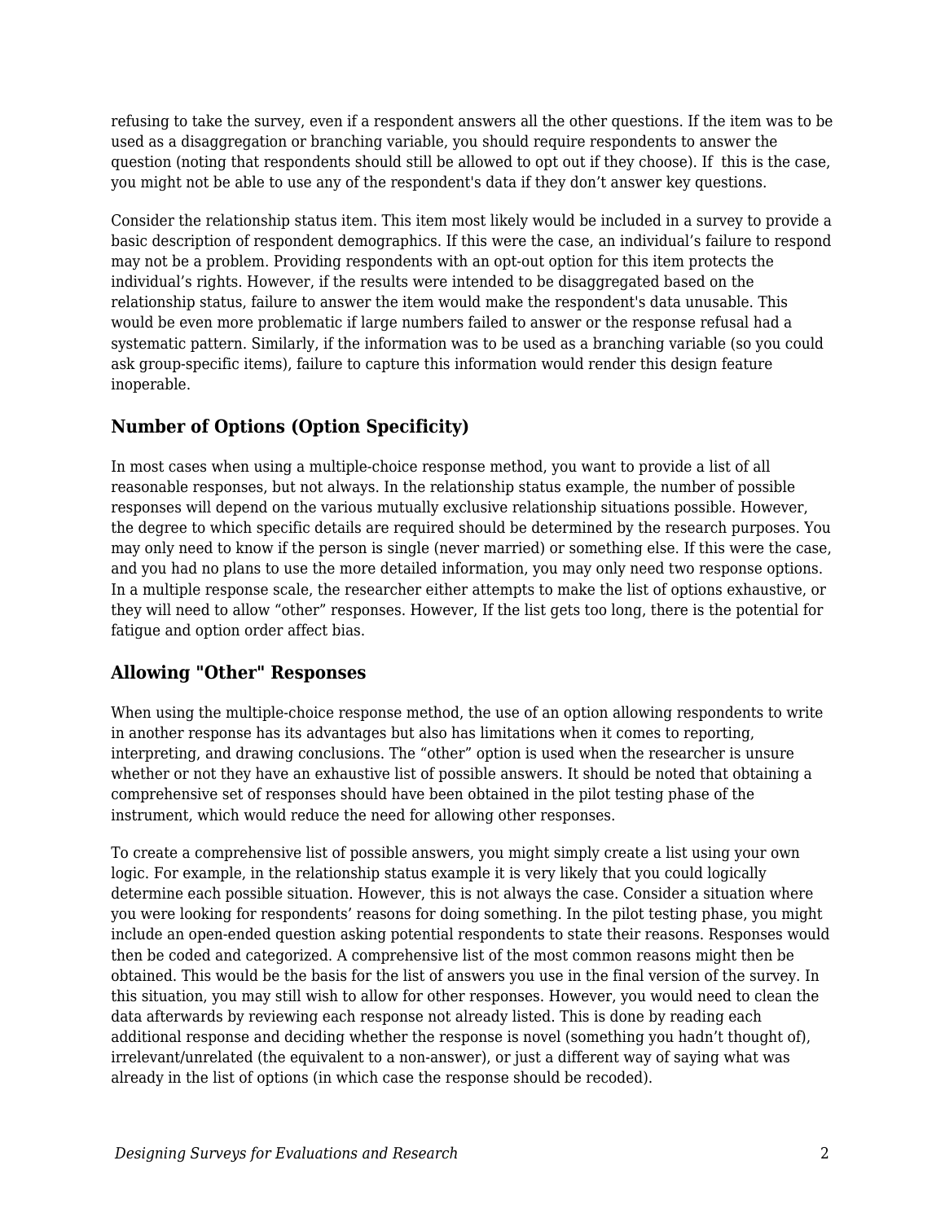refusing to take the survey, even if a respondent answers all the other questions. If the item was to be used as a disaggregation or branching variable, you should require respondents to answer the question (noting that respondents should still be allowed to opt out if they choose). If this is the case, you might not be able to use any of the respondent's data if they don't answer key questions.

Consider the relationship status item. This item most likely would be included in a survey to provide a basic description of respondent demographics. If this were the case, an individual's failure to respond may not be a problem. Providing respondents with an opt-out option for this item protects the individual's rights. However, if the results were intended to be disaggregated based on the relationship status, failure to answer the item would make the respondent's data unusable. This would be even more problematic if large numbers failed to answer or the response refusal had a systematic pattern. Similarly, if the information was to be used as a branching variable (so you could ask group-specific items), failure to capture this information would render this design feature inoperable.

### Number of Options (Option Specificity)

In most cases when using a multiple-choice response method, you want to provide a list of all reasonable responses, but not always. In the relationship status example, the number of possible responses will depend on the various mutually exclusive relationship situations possible. However, the degree to which specific details are required should be determined by the research purposes. You may only need to know if the person is single (never married) or something else. If this were the case, and you had no plans to use the more detailed information, you may only need two response options. In a multiple response scale, the researcher either attempts to make the list of options exhaustive, or they will need to allow "other" responses. However, If the list gets too long, there is the potential for fatigue and option order affect bias.

### Allowing "Other" Responses

When using the multiple-choice response method, the use of an option allowing respondents to write in another response has its advantages but also has limitations when it comes to reporting, interpreting, and drawing conclusions. The "other" option is used when the researcher is unsure whether or not they have an exhaustive list of possible answers. It should be noted that obtaining a comprehensive set of responses should have been obtained in the pilot testing phase of the instrument, which would reduce the need for allowing other responses.

To create a comprehensive list of possible answers, you might simply create a list using your own logic. For example, in the relationship status example it is very likely that you could logically determine each possible situation. However, this is not always the case. Consider a situation where you were looking for respondents' reasons for doing something. In the pilot testing phase, you might include an open-ended question asking potential respondents to state their reasons. Responses would then be coded and categorized. A comprehensive list of the most common reasons might then be obtained. This would be the basis for the list of answers you use in the final version of the survey. In this situation, you may still wish to allow for other responses. However, you would need to clean the data afterwards by reviewing each response not already listed. This is done by reading each additional response and deciding whether the response is novel (something you hadn't thought of), irrelevant/unrelated (the equivalent to a non-answer), or just a different way of saying what was already in the list of options (in which case the response should be recoded).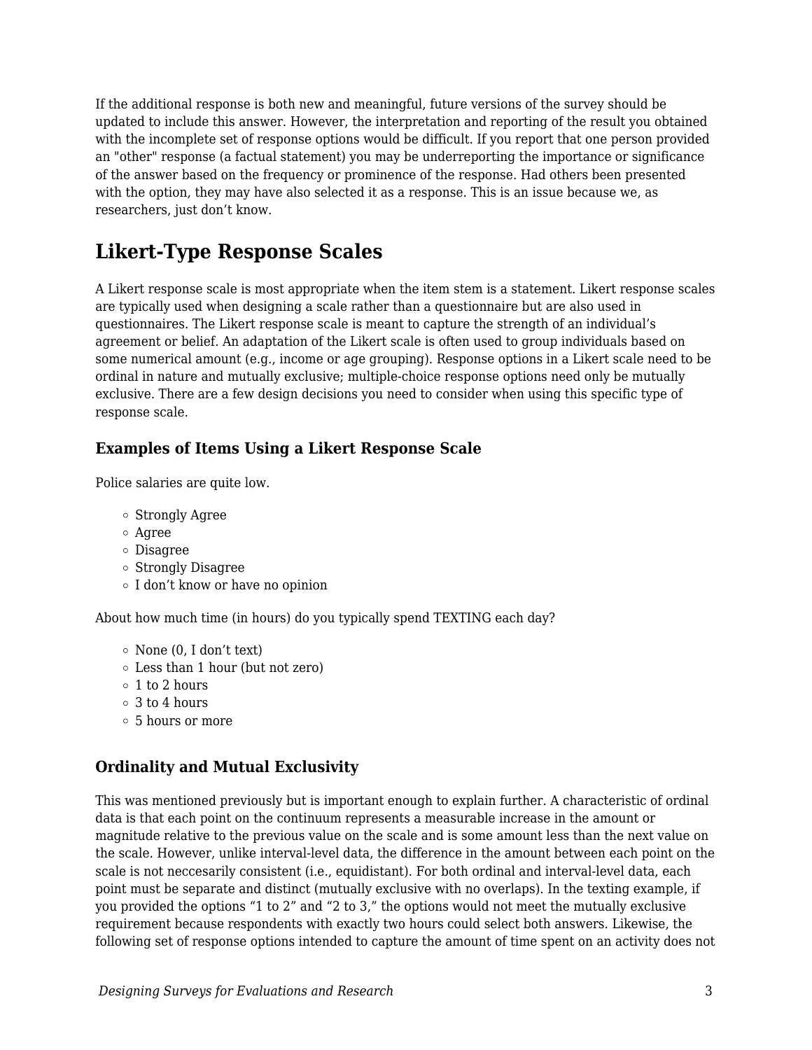If the additional response is both new and meaningful, future versions of the survey should be updated to include this answer. However, the interpretation and reporting of the result you obtained with the incomplete set of response options would be difficult. If you report that one person provided an "other" response (a factual statement) you may be underreporting the importance or significance of the answer based on the frequency or prominence of the response. Had others been presented with the option, they may have also selected it as a response. This is an issue because we, as researchers, just don’t know.

## Likert-Type Response Scales

A Likert response scale is most appropriate when the item stem is a statement. Likert response scales are typically used when designing a scale rather than a questionnaire but are also used in questionnaires. The Likert response scale is meant to capture the strength of an individual’s agreement or belief. An adaptation of the Likert scale is often used to group individuals based on some numerical amount (e.g., income or age grouping). Response options in a Likert scale need to be ordinal in nature and mutually exclusive; multiple-choice response options need only be mutually exclusive. There are a few design decisions you need to consider when using this specific type of response scale.

### Examples of Items Using a Likert Response Scale

Police salaries are quite low.

- Strongly Agree
- Agree
- Disagree
- Strongly Disagree
- I don’t know or have no opinion

About how much time (in hours) do you typically spend TEXTING each day?

- None (0, I don’t text)
- Less than 1 hour (but not zero)
- 1 to 2 hours
- 3 to 4 hours
- 5 hours or more

### Ordinality and Mutual Exclusivity

This was mentioned previously but is important enough to explain further. A characteristic of ordinal data is that each point on the continuum represents a measurable increase in the amount or magnitude relative to the previous value on the scale and is some amount less than the next value on the scale. However, unlike interval-level data, the difference in the amount between each point on the scale is not neccesarily consistent (i.e., equidistant). For both ordinal and interval-level data, each point must be separate and distinct (mutually exclusive with no overlaps). In the texting example, if you provided the options “1 to 2” and “2 to 3,” the options would not meet the mutually exclusive requirement because respondents with exactly two hours could select both answers. Likewise, the following set of response options intended to capture the amount of time spent on an activity does not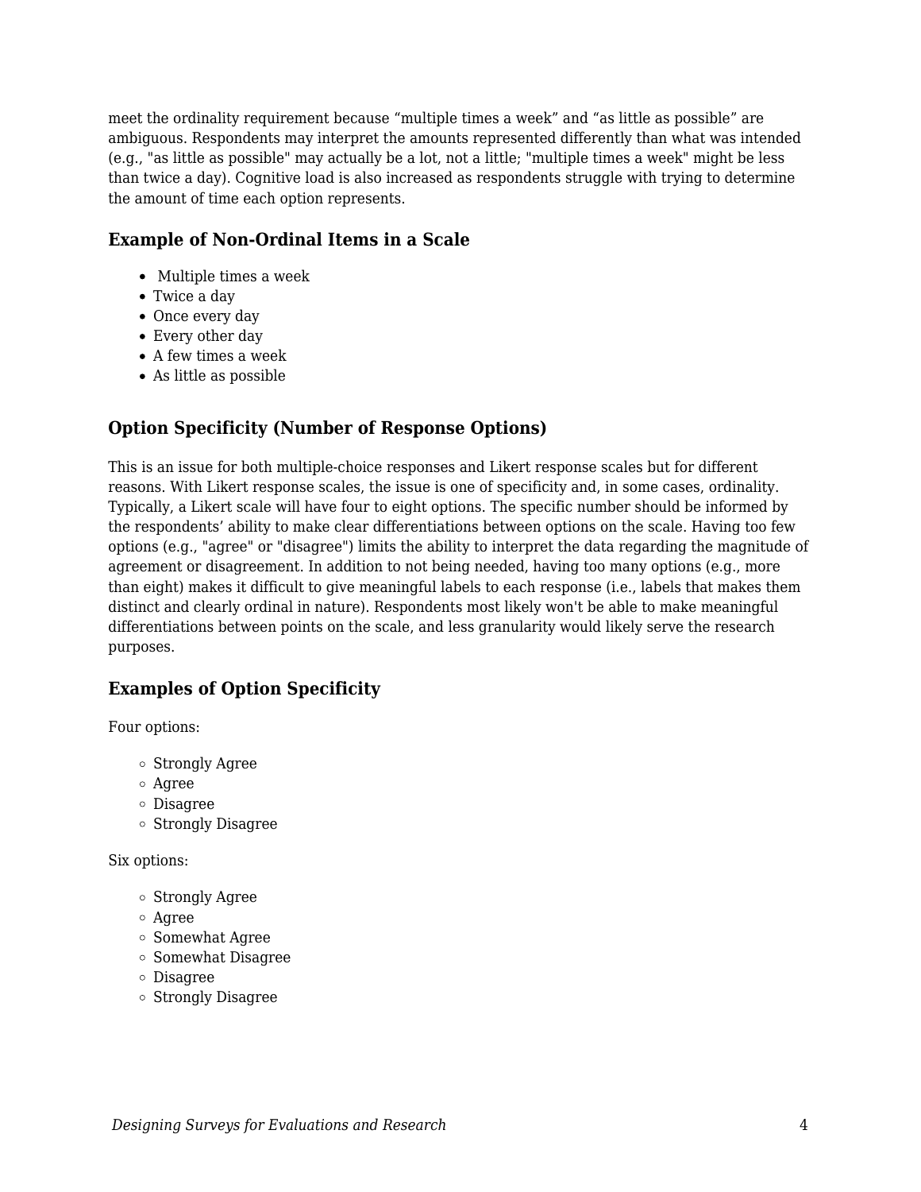meet the ordinality requirement because “multiple times a week” and “as little as possible” are ambiguous. Respondents may interpret the amounts represented differently than what was intended (e.g., "as little as possible" may actually be a lot, not a little; "multiple times a week" might be less than twice a day). Cognitive load is also increased as respondents struggle with trying to determine the amount of time each option represents.

### Example of Non-Ordinal Items in a Scale

- Multiple times a week
- Twice a day
- Once every day
- Every other day
- A few times a week
- As little as possible

### Option Specificity (Number of Response Options)

This is an issue for both multiple-choice responses and Likert response scales but for different reasons. With Likert response scales, the issue is one of specificity and, in some cases, ordinality. Typically, a Likert scale will have four to eight options. The specific number should be informed by the respondents’ ability to make clear differentiations between options on the scale. Having too few options (e.g., "agree" or "disagree") limits the ability to interpret the data regarding the magnitude of agreement or disagreement. In addition to not being needed, having too many options (e.g., more than eight) makes it difficult to give meaningful labels to each response (i.e., labels that makes them distinct and clearly ordinal in nature). Respondents most likely won't be able to make meaningful differentiations between points on the scale, and less granularity would likely serve the research purposes.

### Examples of Option Specificity

Four options:

- Strongly Agree
- Agree
- Disagree
- Strongly Disagree

Six options:

- Strongly Agree
- Agree
- Somewhat Agree
- Somewhat Disagree
- Disagree
- Strongly Disagree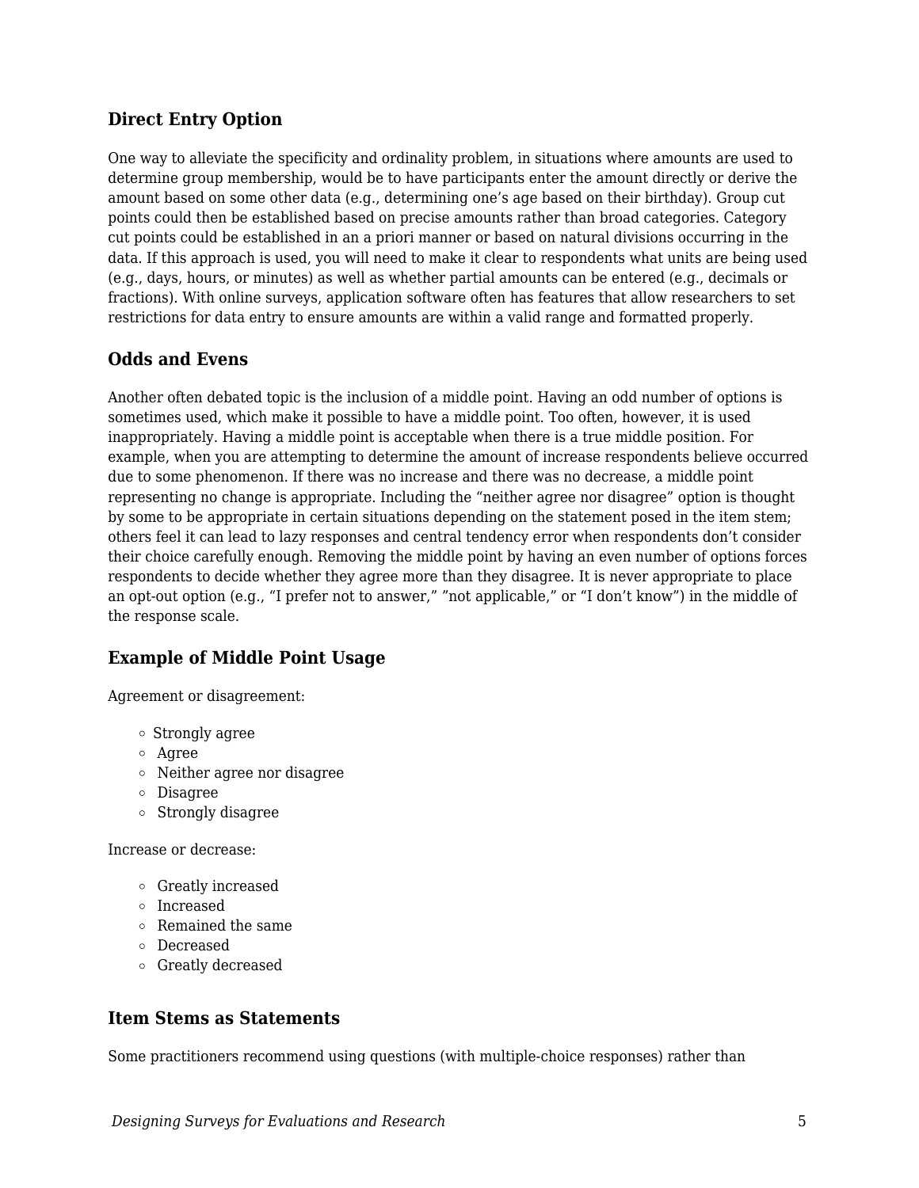### Direct Entry Option

One way to alleviate the specificity and ordinality problem, in situations where amounts are used to determine group membership, would be to have participants enter the amount directly or derive the amount based on some other data (e.g., determining one's age based on their birthday). Group cut points could then be established based on precise amounts rather than broad categories. Category cut points could be established in an a priori manner or based on natural divisions occurring in the data. If this approach is used, you will need to make it clear to respondents what units are being used (e.g., days, hours, or minutes) as well as whether partial amounts can be entered (e.g., decimals or fractions). With online surveys, application software often has features that allow researchers to set restrictions for data entry to ensure amounts are within a valid range and formatted properly.

### Odds and Evens

Another often debated topic is the inclusion of a middle point. Having an odd number of options is sometimes used, which make it possible to have a middle point. Too often, however, it is used inappropriately. Having a middle point is acceptable when there is a true middle position. For example, when you are attempting to determine the amount of increase respondents believe occurred due to some phenomenon. If there was no increase and there was no decrease, a middle point representing no change is appropriate. Including the "neither agree nor disagree" option is thought by some to be appropriate in certain situations depending on the statement posed in the item stem; others feel it can lead to lazy responses and central tendency error when respondents don't consider their choice carefully enough. Removing the middle point by having an even number of options forces respondents to decide whether they agree more than they disagree. It is never appropriate to place an opt-out option (e.g., "I prefer not to answer," "not applicable," or "I don't know") in the middle of the response scale.

### Example of Middle Point Usage

Agreement or disagreement:

- Strongly agree
- Agree
- Neither agree nor disagree
- Disagree
- Strongly disagree

Increase or decrease:

- Greatly increased
- Increased
- Remained the same
- Decreased
- Greatly decreased

### Item Stems as Statements

Some practitioners recommend using questions (with multiple-choice responses) rather than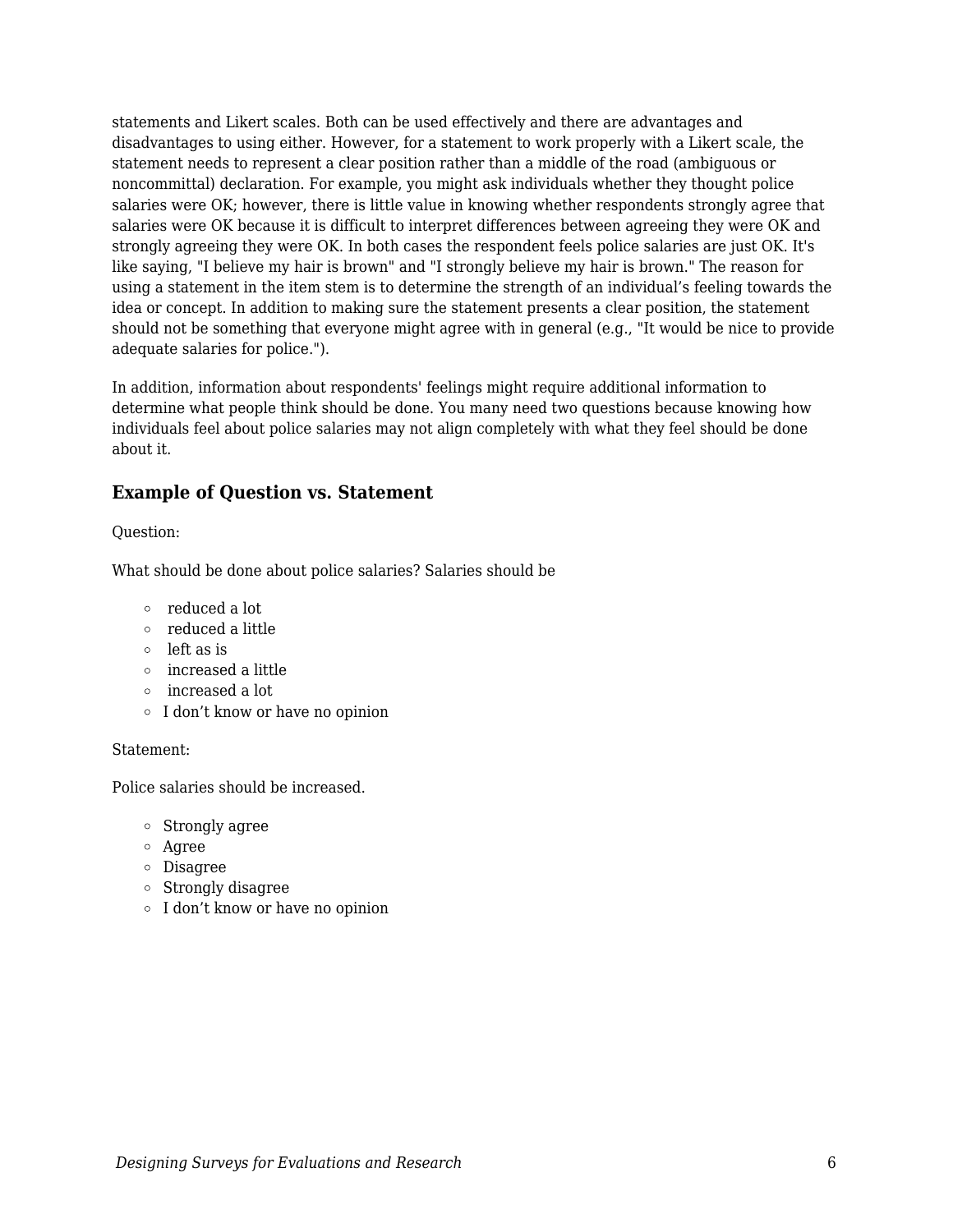statements and Likert scales. Both can be used effectively and there are advantages and disadvantages to using either. However, for a statement to work properly with a Likert scale, the statement needs to represent a clear position rather than a middle of the road (ambiguous or noncommittal) declaration. For example, you might ask individuals whether they thought police salaries were OK; however, there is little value in knowing whether respondents strongly agree that salaries were OK because it is difficult to interpret differences between agreeing they were OK and strongly agreeing they were OK. In both cases the respondent feels police salaries are just OK. It's like saying, "I believe my hair is brown" and "I strongly believe my hair is brown." The reason for using a statement in the item stem is to determine the strength of an individual's feeling towards the idea or concept. In addition to making sure the statement presents a clear position, the statement should not be something that everyone might agree with in general (e.g., "It would be nice to provide adequate salaries for police.").

In addition, information about respondents' feelings might require additional information to determine what people think should be done. You many need two questions because knowing how individuals feel about police salaries may not align completely with what they feel should be done about it.

### Example of Question vs. Statement

Question:

What should be done about police salaries? Salaries should be

- reduced a lot
- reduced a little
- left as is
- increased a little
- increased a lot
- I don't know or have no opinion

Statement:

Police salaries should be increased.

- Strongly agree
- Agree
- Disagree
- Strongly disagree
- I don't know or have no opinion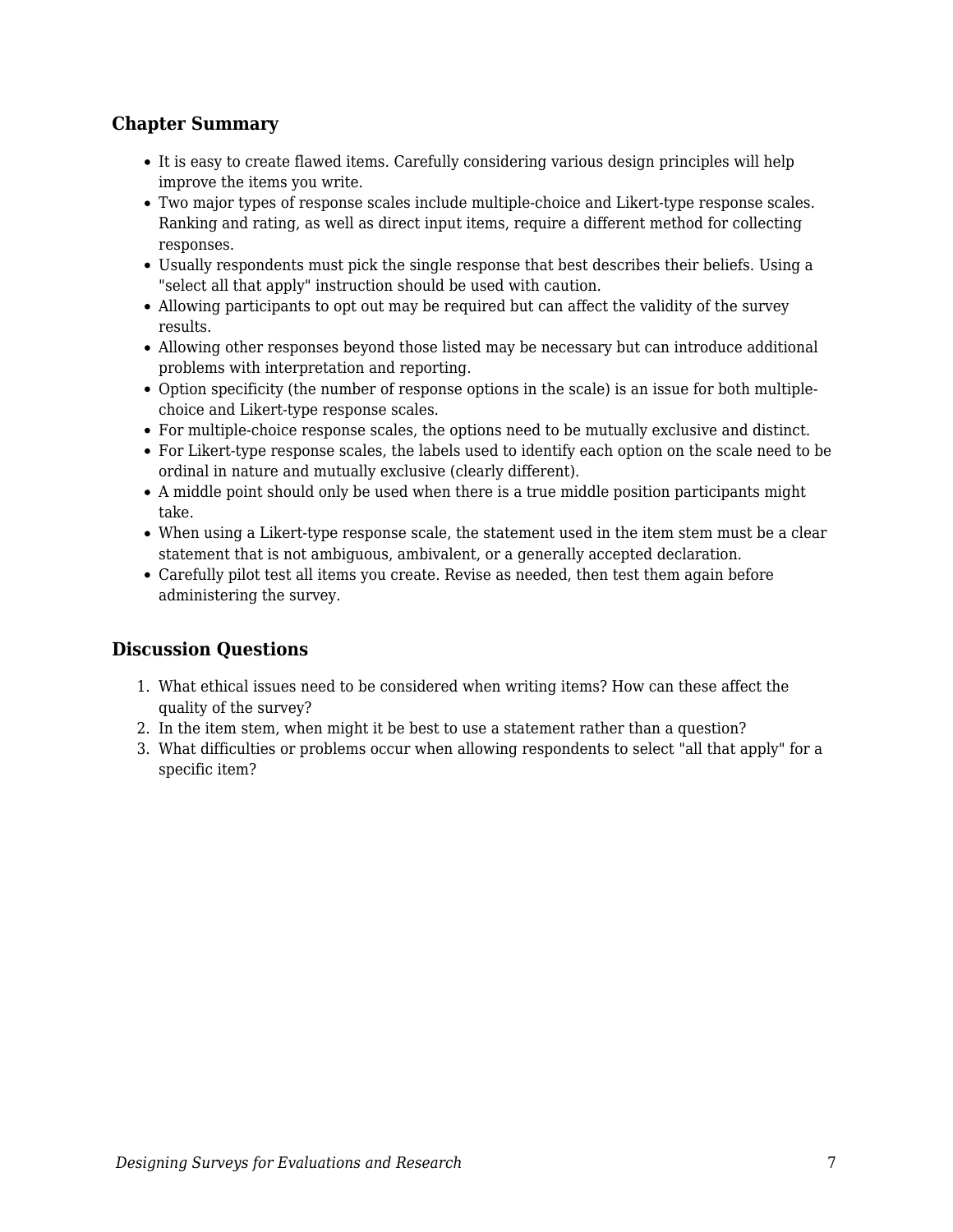### Chapter Summary

- It is easy to create flawed items. Carefully considering various design principles will help improve the items you write.
- Two major types of response scales include multiple-choice and Likert-type response scales. Ranking and rating, as well as direct input items, require a different method for collecting responses.
- Usually respondents must pick the single response that best describes their beliefs. Using a "select all that apply" instruction should be used with caution.
- Allowing participants to opt out may be required but can affect the validity of the survey results.
- Allowing other responses beyond those listed may be necessary but can introduce additional problems with interpretation and reporting.
- Option specificity (the number of response options in the scale) is an issue for both multiple-choice and Likert-type response scales.
- For multiple-choice response scales, the options need to be mutually exclusive and distinct.
- For Likert-type response scales, the labels used to identify each option on the scale need to be ordinal in nature and mutually exclusive (clearly different).
- A middle point should only be used when there is a true middle position participants might take.
- When using a Likert-type response scale, the statement used in the item stem must be a clear statement that is not ambiguous, ambivalent, or a generally accepted declaration.
- Carefully pilot test all items you create. Revise as needed, then test them again before administering the survey.

### Discussion Questions

1. What ethical issues need to be considered when writing items? How can these affect the quality of the survey?
2. In the item stem, when might it be best to use a statement rather than a question?
3. What difficulties or problems occur when allowing respondents to select "all that apply" for a specific item?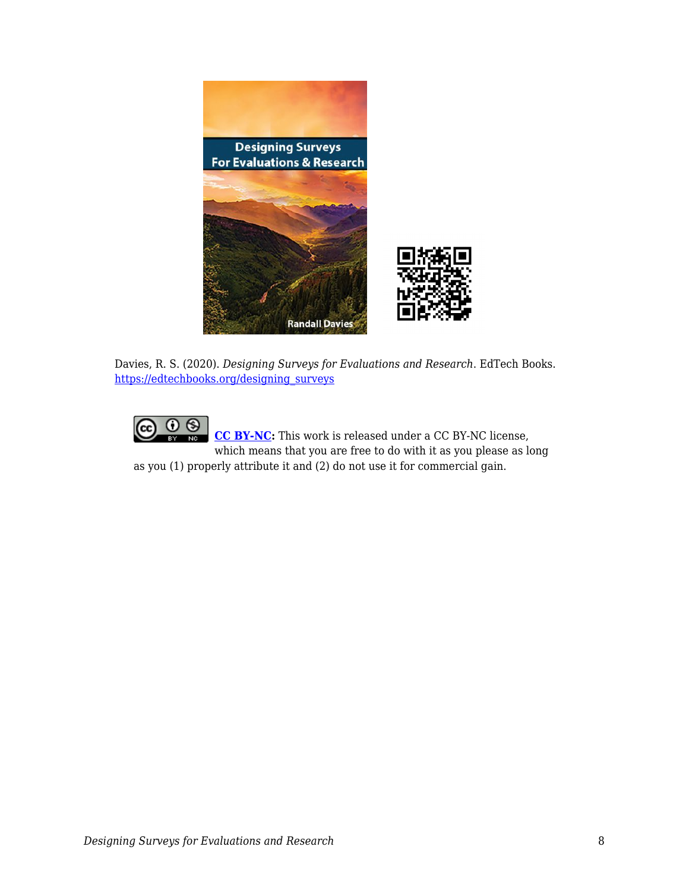Davies, R. S. (2020). *Designing Surveys for Evaluations and Research*. EdTech Books. [https://edtechbooks.org/designing_surveys](https://edtechbooks.org/designing_surveys)

**CC BY-NC:** This work is released under a CC BY-NC license, which means that you are free to do with it as you please as long as you (1) properly attribute it and (2) do not use it for commercial gain.